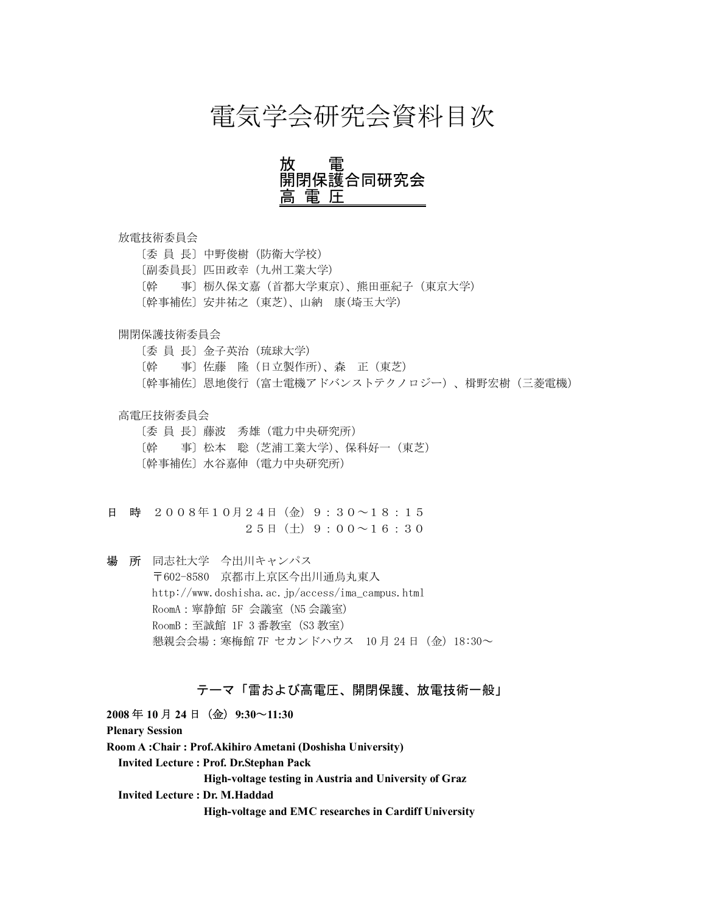# 電気学会研究会資料目次

## 放　電
## 開閉保護合同研究会
## 高 電 圧

放電技術委員会

〔委 員 長〕中野俊樹（防衛大学校）
〔副委員長〕匹田政幸（九州工業大学）
〔幹　　事〕栃久保文嘉（首都大学東京)、熊田亜紀子（東京大学）
〔幹事補佐〕安井祐之（東芝)、山納　康(埼玉大学)

開閉保護技術委員会

〔委 員 長〕金子英治（琉球大学)
〔幹　　事〕佐藤　隆（日立製作所)、森　正（東芝）
〔幹事補佐〕恩地俊行（富士電機アドバンストテクノロジー）、栂野宏樹（三菱電機）

高電圧技術委員会

〔委 員 長〕藤波　秀雄（電力中央研究所）
〔幹　　事〕松本　聡（芝浦工業大学)、保科好一（東芝）
〔幹事補佐〕水谷嘉伸（電力中央研究所）

**日　時**　２００８年１０月２４日（金）９：３０～１８：１５
　　　　　　　　　　２５日（土）９：００～１６：３０

**場　所**　同志社大学　今出川キャンパス
〒602-8580　京都市上京区今出川通烏丸東入
http://www.doshisha.ac.jp/access/ima_campus.html
RoomA：寧静館 5F 会議室（N5 会議室）
RoomB：至誠館 1F 3 番教室（S3 教室）
懇親会会場：寒梅館 7F セカンドハウス　10 月 24 日（金）18:30～

### テーマ「雷および高電圧、開閉保護、放電技術一般」

**2008 年 10 月 24 日（金）9:30～11:30**

**Plenary Session**

**Room A :Chair : Prof.Akihiro Ametani (Doshisha University)**

**Invited Lecture : Prof. Dr.Stephan Pack**
**High-voltage testing in Austria and University of Graz**

**Invited Lecture : Dr. M.Haddad**
**High-voltage and EMC researches in Cardiff University**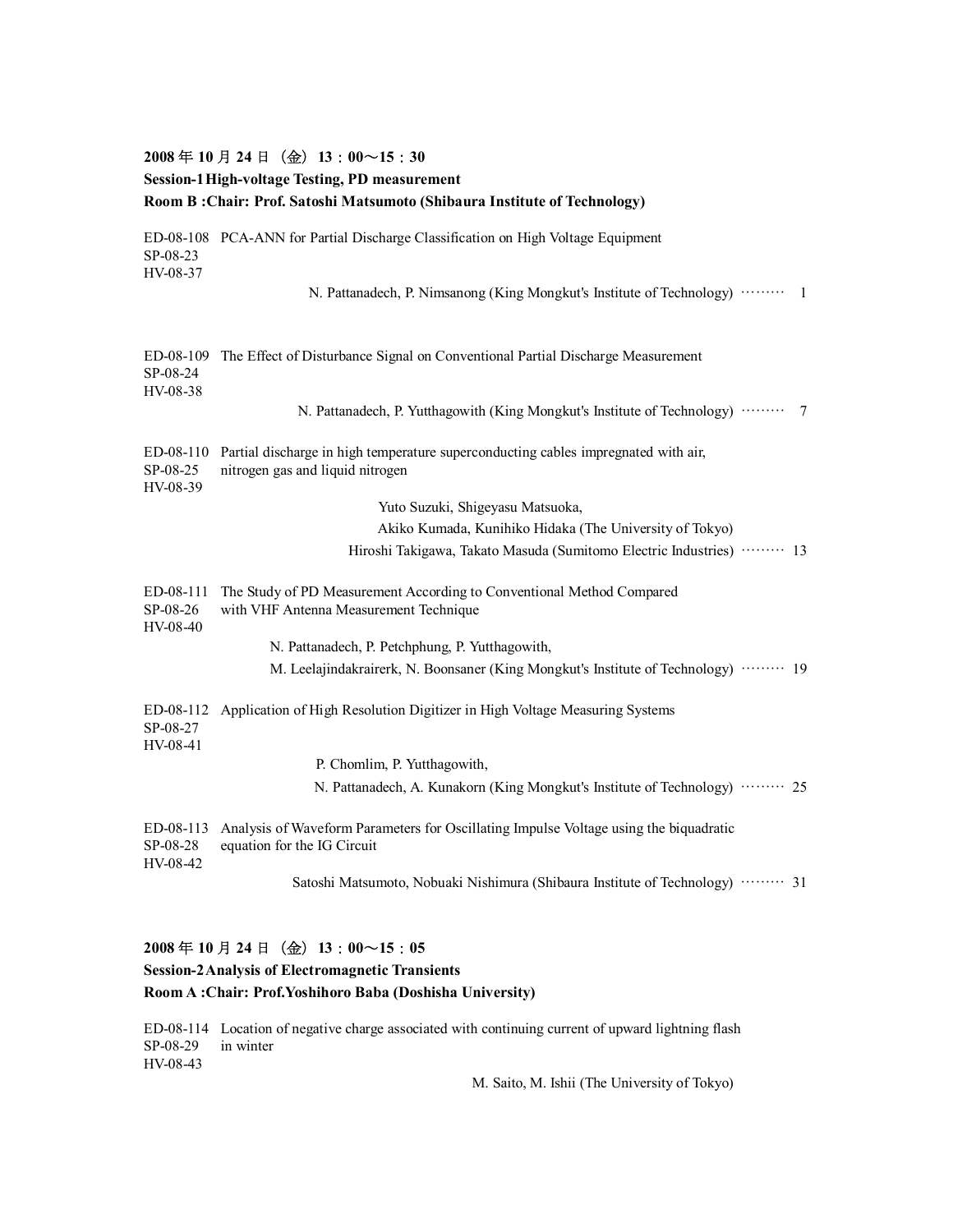**2008 年 10 月 24 日（金）13：00～15：30**

**Session-1 High-voltage Testing, PD measurement**

**Room B :Chair: Prof. Satoshi Matsumoto (Shibaura Institute of Technology)**

ED-08-108 PCA-ANN for Partial Discharge Classification on High Voltage Equipment
SP-08-23
HV-08-37

N. Pattanadech, P. Nimsanong (King Mongkut's Institute of Technology) ……… 1

ED-08-109 The Effect of Disturbance Signal on Conventional Partial Discharge Measurement
SP-08-24
HV-08-38

N. Pattanadech, P. Yutthagowith (King Mongkut's Institute of Technology) ……… 7

ED-08-110 Partial discharge in high temperature superconducting cables impregnated with air, nitrogen gas and liquid nitrogen
SP-08-25
HV-08-39

Yuto Suzuki, Shigeyasu Matsuoka,
Akiko Kumada, Kunihiko Hidaka (The University of Tokyo)
Hiroshi Takigawa, Takato Masuda (Sumitomo Electric Industries) ……… 13

ED-08-111 The Study of PD Measurement According to Conventional Method Compared with VHF Antenna Measurement Technique
SP-08-26
HV-08-40

N. Pattanadech, P. Petchphung, P. Yutthagowith,
M. Leelajindakrairerk, N. Boonsaner (King Mongkut's Institute of Technology) ……… 19

ED-08-112 Application of High Resolution Digitizer in High Voltage Measuring Systems
SP-08-27
HV-08-41

P. Chomlim, P. Yutthagowith,
N. Pattanadech, A. Kunakorn (King Mongkut's Institute of Technology) ……… 25

ED-08-113 Analysis of Waveform Parameters for Oscillating Impulse Voltage using the biquadratic equation for the IG Circuit
SP-08-28
HV-08-42

Satoshi Matsumoto, Nobuaki Nishimura (Shibaura Institute of Technology) ……… 31

**2008 年 10 月 24 日（金）13：00～15：05**

**Session-2 Analysis of Electromagnetic Transients**

**Room A :Chair: Prof.Yoshihoro Baba (Doshisha University)**

ED-08-114 Location of negative charge associated with continuing current of upward lightning flash in winter
SP-08-29
HV-08-43

M. Saito, M. Ishii (The University of Tokyo)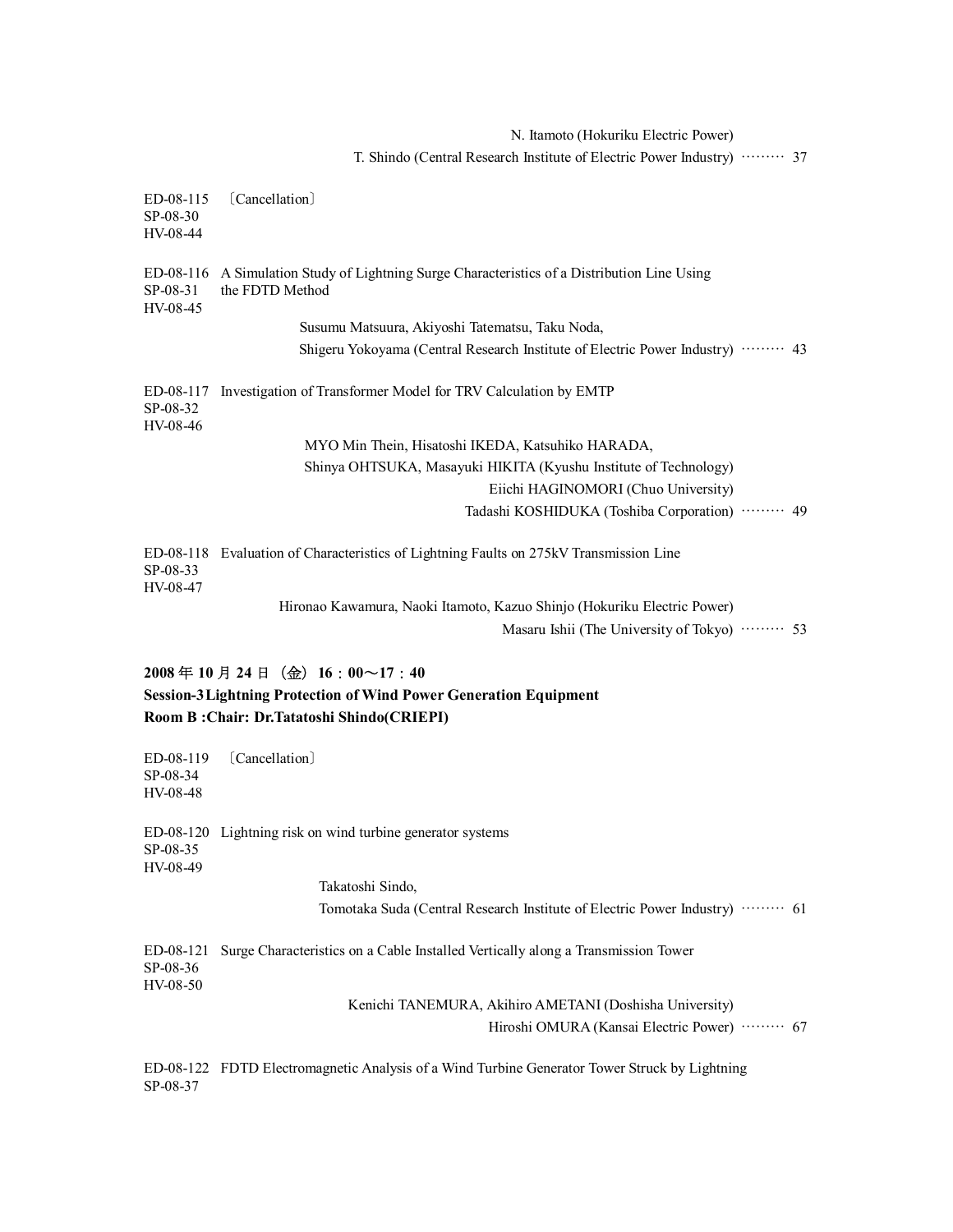N. Itamoto (Hokuriku Electric Power)
T. Shindo (Central Research Institute of Electric Power Industry) ……… 37

ED-08-115 〔Cancellation〕
SP-08-30
HV-08-44

ED-08-116 A Simulation Study of Lightning Surge Characteristics of a Distribution Line Using the FDTD Method
SP-08-31
HV-08-45

Susumu Matsuura, Akiyoshi Tatematsu, Taku Noda,
Shigeru Yokoyama (Central Research Institute of Electric Power Industry) ……… 43

ED-08-117 Investigation of Transformer Model for TRV Calculation by EMTP
SP-08-32
HV-08-46

MYO Min Thein, Hisatoshi IKEDA, Katsuhiko HARADA,
Shinya OHTSUKA, Masayuki HIKITA (Kyushu Institute of Technology)
Eiichi HAGINOMORI (Chuo University)
Tadashi KOSHIDUKA (Toshiba Corporation) ……… 49

ED-08-118 Evaluation of Characteristics of Lightning Faults on 275kV Transmission Line
SP-08-33
HV-08-47

Hironao Kawamura, Naoki Itamoto, Kazuo Shinjo (Hokuriku Electric Power)
Masaru Ishii (The University of Tokyo) ……… 53

**2008 年 10 月 24 日（金）16：00～17：40**
**Session-3 Lightning Protection of Wind Power Generation Equipment**
**Room B :Chair: Dr.Tatatoshi Shindo(CRIEPI)**

ED-08-119 〔Cancellation〕
SP-08-34
HV-08-48

ED-08-120 Lightning risk on wind turbine generator systems
SP-08-35
HV-08-49

Takatoshi Sindo,
Tomotaka Suda (Central Research Institute of Electric Power Industry) ……… 61

ED-08-121 Surge Characteristics on a Cable Installed Vertically along a Transmission Tower
SP-08-36
HV-08-50

Kenichi TANEMURA, Akihiro AMETANI (Doshisha University)
Hiroshi OMURA (Kansai Electric Power) ……… 67

ED-08-122 FDTD Electromagnetic Analysis of a Wind Turbine Generator Tower Struck by Lightning
SP-08-37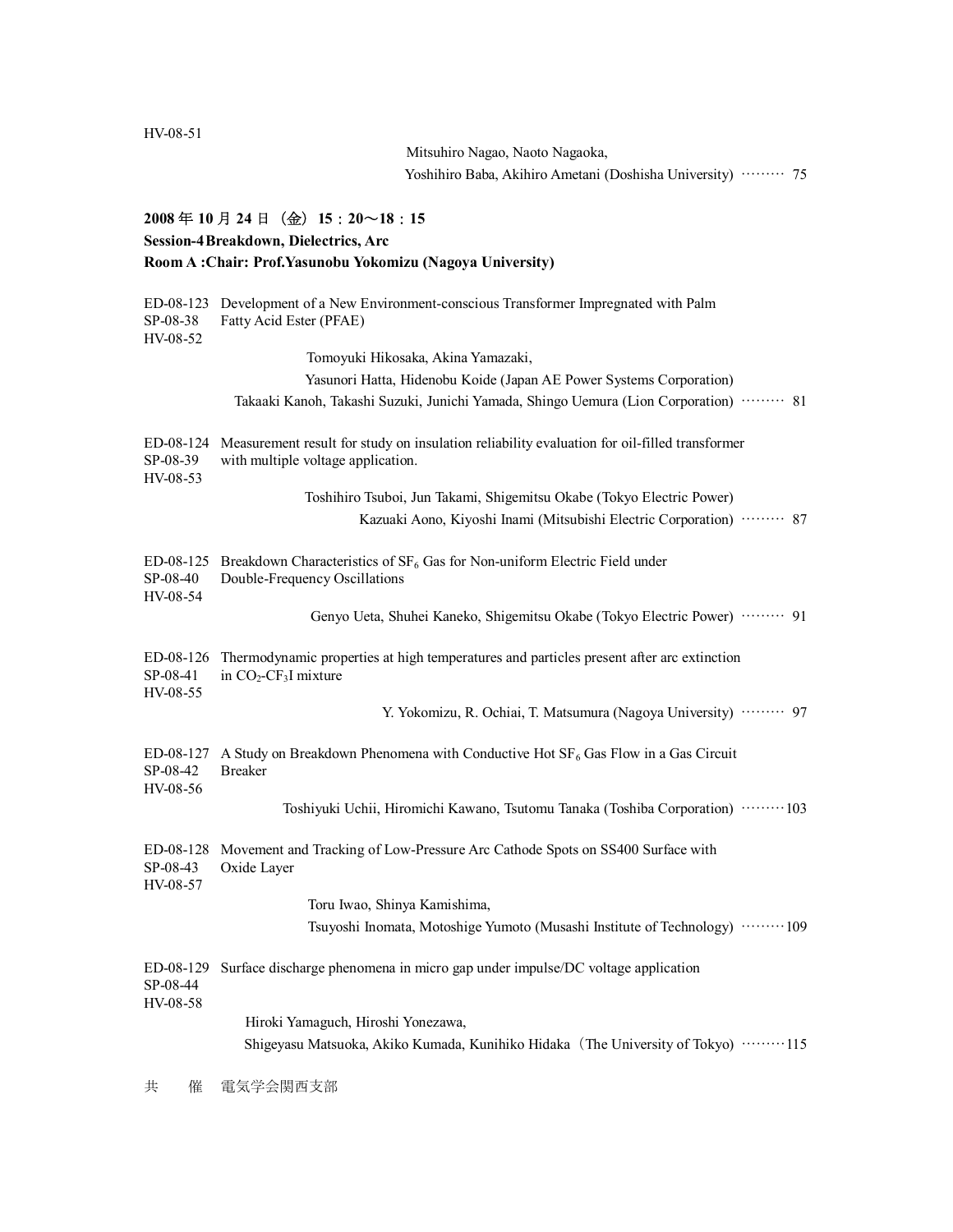HV-08-51

Mitsuhiro Nagao, Naoto Nagaoka,
Yoshihiro Baba, Akihiro Ametani (Doshisha University) ……… 75

**2008 年 10 月 24 日（金）15：20〜18：15**

**Session-4 Breakdown, Dielectrics, Arc**

**Room A :Chair: Prof.Yasunobu Yokomizu (Nagoya University)**

ED-08-123 SP-08-38 HV-08-52
Development of a New Environment-conscious Transformer Impregnated with Palm Fatty Acid Ester (PFAE)

Tomoyuki Hikosaka, Akina Yamazaki,
Yasunori Hatta, Hidenobu Koide (Japan AE Power Systems Corporation)
Takaaki Kanoh, Takashi Suzuki, Junichi Yamada, Shingo Uemura (Lion Corporation) ……… 81

ED-08-124 SP-08-39 HV-08-53
Measurement result for study on insulation reliability evaluation for oil-filled transformer with multiple voltage application.

Toshihiro Tsuboi, Jun Takami, Shigemitsu Okabe (Tokyo Electric Power)
Kazuaki Aono, Kiyoshi Inami (Mitsubishi Electric Corporation) ……… 87

ED-08-125 SP-08-40 HV-08-54
Breakdown Characteristics of $SF_6$ Gas for Non-uniform Electric Field under Double-Frequency Oscillations

Genyo Ueta, Shuhei Kaneko, Shigemitsu Okabe (Tokyo Electric Power) ……… 91

ED-08-126 SP-08-41 HV-08-55
Thermodynamic properties at high temperatures and particles present after arc extinction in $CO_2$-$CF_3I$ mixture

Y. Yokomizu, R. Ochiai, T. Matsumura (Nagoya University) ……… 97

ED-08-127 SP-08-42 HV-08-56
A Study on Breakdown Phenomena with Conductive Hot $SF_6$ Gas Flow in a Gas Circuit Breaker

Toshiyuki Uchii, Hiromichi Kawano, Tsutomu Tanaka (Toshiba Corporation) ………103

ED-08-128 SP-08-43 HV-08-57
Movement and Tracking of Low-Pressure Arc Cathode Spots on SS400 Surface with Oxide Layer

Toru Iwao, Shinya Kamishima,
Tsuyoshi Inomata, Motoshige Yumoto (Musashi Institute of Technology) ………109

ED-08-129 SP-08-44 HV-08-58
Surface discharge phenomena in micro gap under impulse/DC voltage application

Hiroki Yamaguch, Hiroshi Yonezawa,
Shigeyasu Matsuoka, Akiko Kumada, Kunihiko Hidaka（The University of Tokyo） ………115

共　催　電気学会関西支部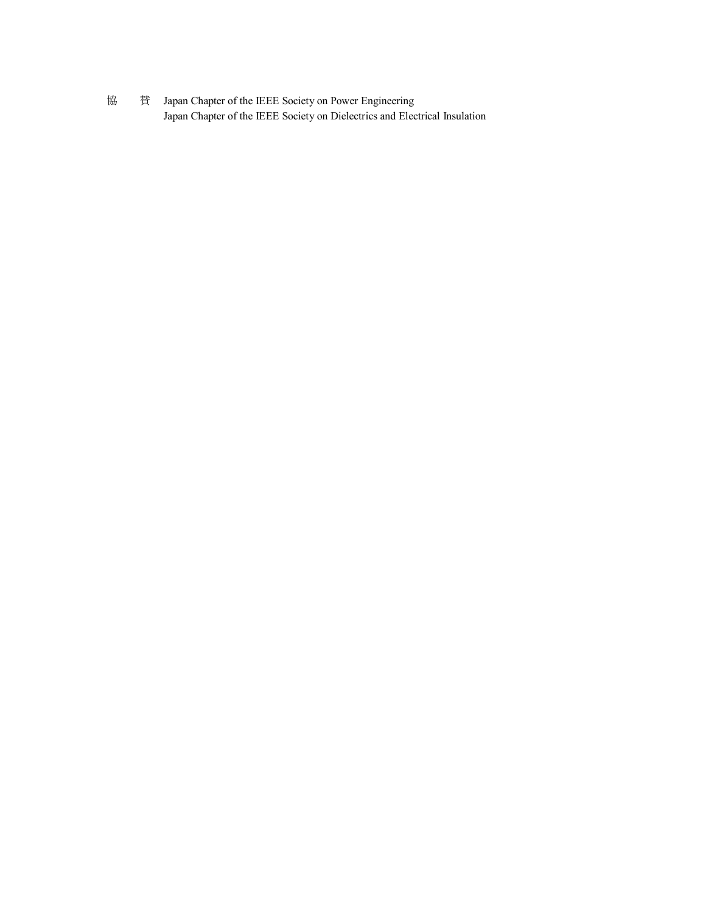協　　賛　Japan Chapter of the IEEE Society on Power Engineering
　　　　　Japan Chapter of the IEEE Society on Dielectrics and Electrical Insulation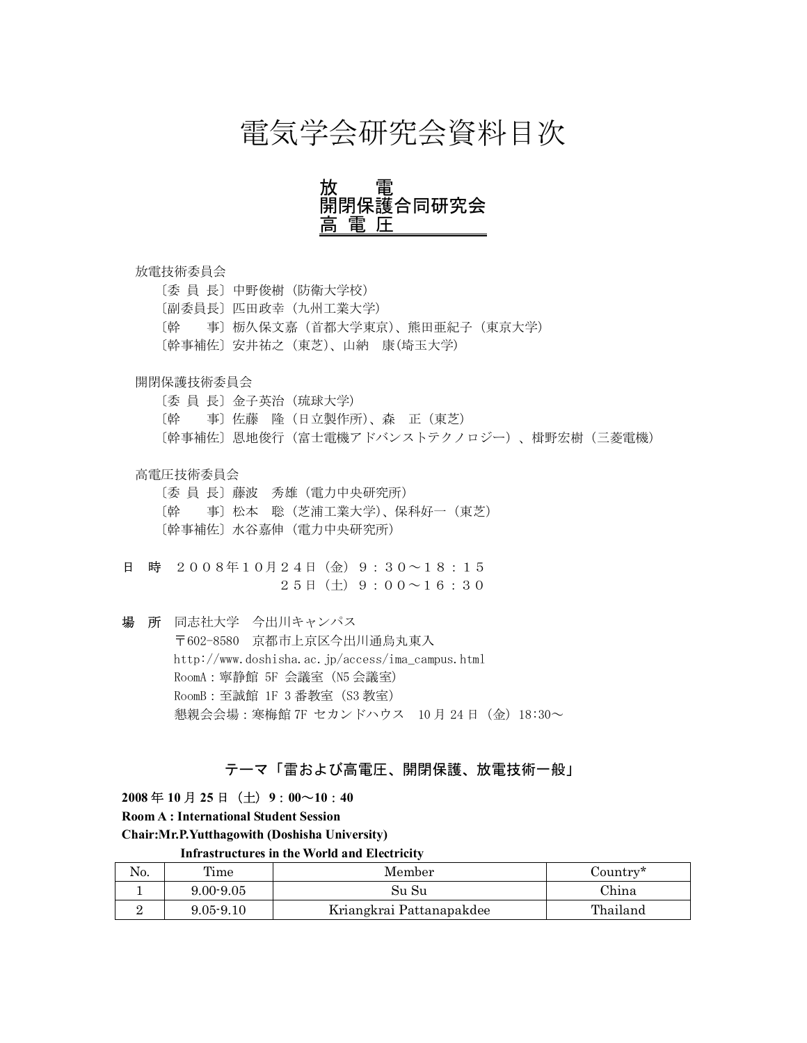# 電気学会研究会資料目次

## 放　電
## 開閉保護合同研究会
## 高 電 圧

放電技術委員会

〔委 員 長〕中野俊樹 (防衛大学校)
〔副委員長〕匹田政幸 (九州工業大学)
〔幹　　事〕栃久保文嘉 (首都大学東京)、熊田亜紀子 (東京大学)
〔幹事補佐〕安井祐之 (東芝)、山納　康(埼玉大学)

開閉保護技術委員会

〔委 員 長〕金子英治 (琉球大学)
〔幹　　事〕佐藤　隆 (日立製作所)、森　正 (東芝)
〔幹事補佐〕恩地俊行 (富士電機アドバンストテクノロジー) 、椙野宏樹 (三菱電機)

高電圧技術委員会

〔委 員 長〕藤波　秀雄 (電力中央研究所)
〔幹　　事〕松本　聡 (芝浦工業大学)、保科好一 (東芝)
〔幹事補佐〕水谷嘉伸 (電力中央研究所)

日　時　２００８年１０月２４日 (金) ９：３０～１８：１５
　　　　　　　　　　　２５日 (土) ９：００～１６：３０

場　所　同志社大学　今出川キャンパス
　　　　〒602-8580　京都市上京区今出川通烏丸東入
　　　　http://www.doshisha.ac.jp/access/ima_campus.html
　　　　RoomA：寧静館 5F 会議室 (N5 会議室)
　　　　RoomB：至誠館 1F 3 番教室 (S3 教室)
　　　　懇親会会場：寒梅館 7F セカンドハウス　10 月 24 日 (金) 18:30～

### テーマ「雷および高電圧、開閉保護、放電技術一般」

**2008 年 10 月 25 日 (土) 9：00～10：40**

**Room A : International Student Session**

**Chair:Mr.P.Yutthagowith (Doshisha University)**

**Infrastructures in the World and Electricity**

| No. | Time | Member | Country* |
|---|---|---|---|
| 1 | 9.00-9.05 | Su Su | China |
| 2 | 9.05-9.10 | Kriangkrai Pattanapakdee | Thailand |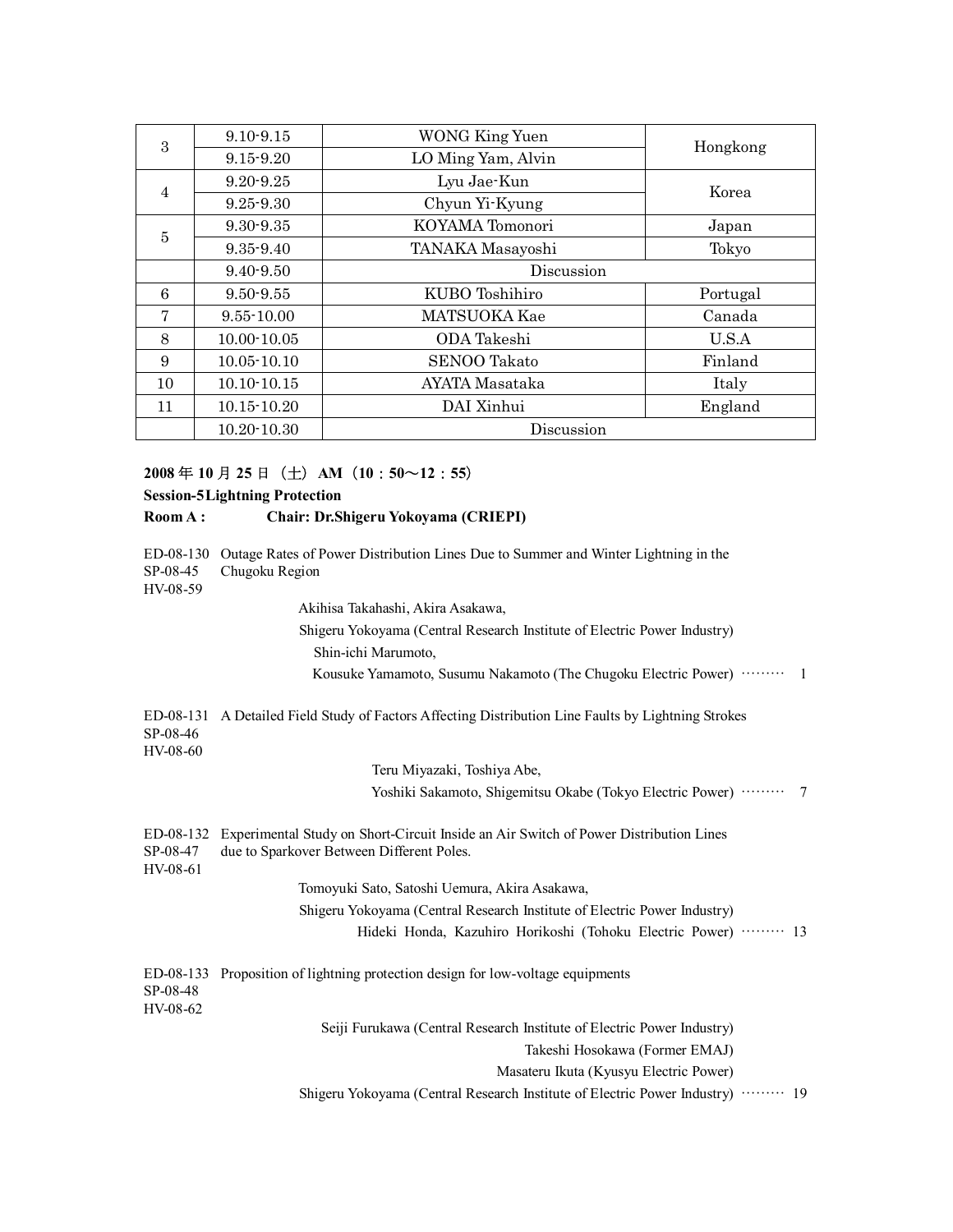| | | | |
|---|---|---|---|
| 3 | 9.10-9.15 | WONG King Yuen | Hongkong |
| | 9.15-9.20 | LO Ming Yam, Alvin | |
| 4 | 9.20-9.25 | Lyu Jae-Kun | Korea |
| | 9.25-9.30 | Chyun Yi-Kyung | |
| 5 | 9.30-9.35 | KOYAMA Tomonori | Japan |
| | 9.35-9.40 | TANAKA Masayoshi | Tokyo |
| | 9.40-9.50 | Discussion | |
| 6 | 9.50-9.55 | KUBO Toshihiro | Portugal |
| 7 | 9.55-10.00 | MATSUOKA Kae | Canada |
| 8 | 10.00-10.05 | ODA Takeshi | U.S.A |
| 9 | 10.05-10.10 | SENOO Takato | Finland |
| 10 | 10.10-10.15 | AYATA Masataka | Italy |
| 11 | 10.15-10.20 | DAI Xinhui | England |
| | 10.20-10.30 | Discussion | |

**2008 年 10 月 25 日（土）AM（10：50～12：55）**

**Session-5 Lightning Protection**

**Room A :　　Chair: Dr.Shigeru Yokoyama (CRIEPI)**

ED-08-130
SP-08-45
HV-08-59
Outage Rates of Power Distribution Lines Due to Summer and Winter Lightning in the Chugoku Region

Akihisa Takahashi, Akira Asakawa,
Shigeru Yokoyama (Central Research Institute of Electric Power Industry)
Shin-ichi Marumoto,
Kousuke Yamamoto, Susumu Nakamoto (The Chugoku Electric Power) ……… 1

ED-08-131
SP-08-46
HV-08-60
A Detailed Field Study of Factors Affecting Distribution Line Faults by Lightning Strokes

Teru Miyazaki, Toshiya Abe,
Yoshiki Sakamoto, Shigemitsu Okabe (Tokyo Electric Power) ……… 7

ED-08-132
SP-08-47
HV-08-61
Experimental Study on Short-Circuit Inside an Air Switch of Power Distribution Lines due to Sparkover Between Different Poles.

Tomoyuki Sato, Satoshi Uemura, Akira Asakawa,
Shigeru Yokoyama (Central Research Institute of Electric Power Industry)
Hideki Honda, Kazuhiro Horikoshi (Tohoku Electric Power) ……… 13

ED-08-133
SP-08-48
HV-08-62
Proposition of lightning protection design for low-voltage equipments

Seiji Furukawa (Central Research Institute of Electric Power Industry)
Takeshi Hosokawa (Former EMAJ)
Masateru Ikuta (Kyusyu Electric Power)
Shigeru Yokoyama (Central Research Institute of Electric Power Industry) ……… 19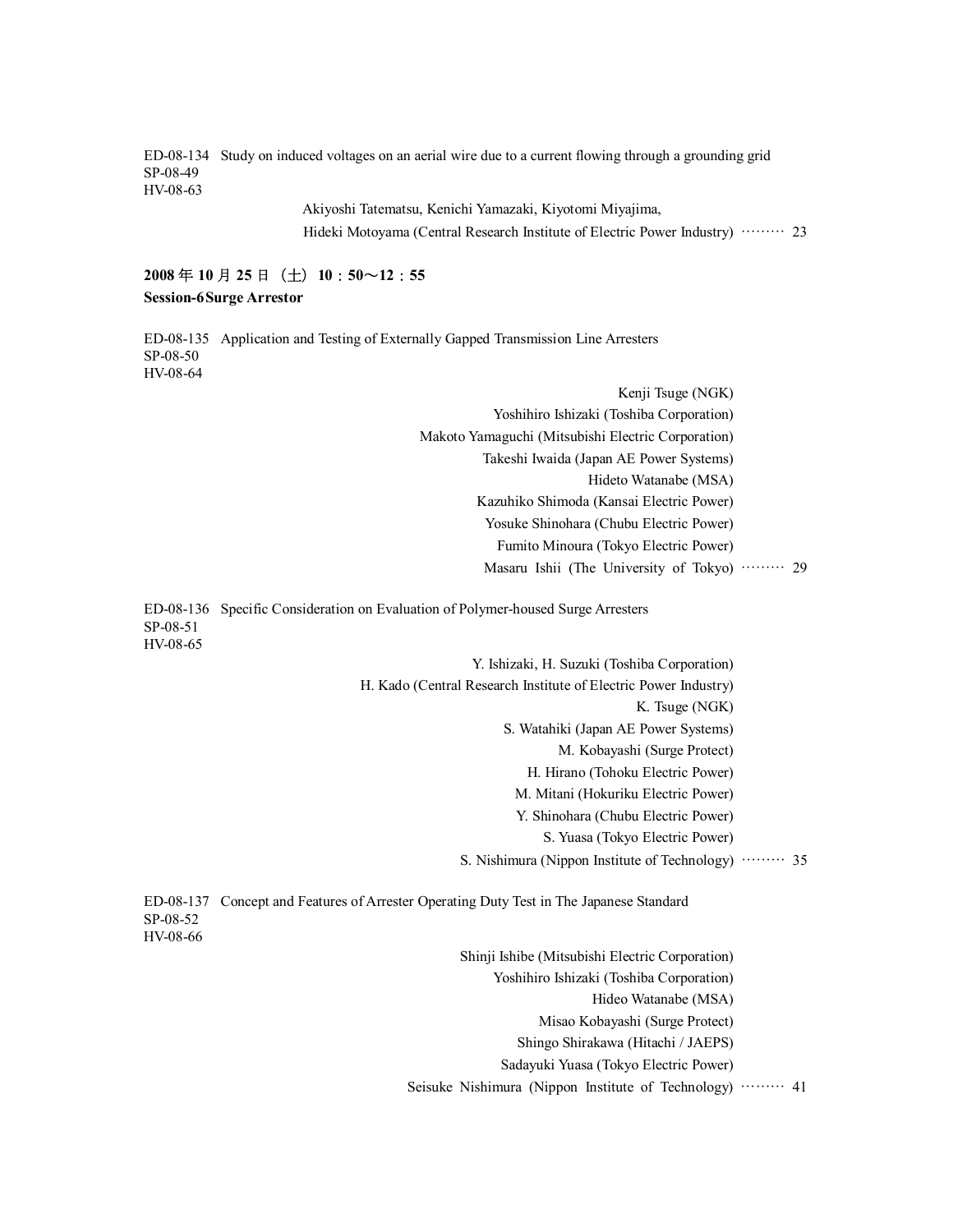ED-08-134　Study on induced voltages on an aerial wire due to a current flowing through a grounding grid
SP-08-49
HV-08-63

Akiyoshi Tatematsu, Kenichi Yamazaki, Kiyotomi Miyajima,
Hideki Motoyama (Central Research Institute of Electric Power Industry) ……… 23

**2008 年 10 月 25 日（土）10：50～12：55**

**Session-6 Surge Arrestor**

ED-08-135　Application and Testing of Externally Gapped Transmission Line Arresters
SP-08-50
HV-08-64

Kenji Tsuge (NGK)
Yoshihiro Ishizaki (Toshiba Corporation)
Makoto Yamaguchi (Mitsubishi Electric Corporation)
Takeshi Iwaida (Japan AE Power Systems)
Hideto Watanabe (MSA)
Kazuhiko Shimoda (Kansai Electric Power)
Yosuke Shinohara (Chubu Electric Power)
Fumito Minoura (Tokyo Electric Power)
Masaru Ishii (The University of Tokyo) ……… 29

ED-08-136　Specific Consideration on Evaluation of Polymer-housed Surge Arresters
SP-08-51
HV-08-65

Y. Ishizaki, H. Suzuki (Toshiba Corporation)
H. Kado (Central Research Institute of Electric Power Industry)
K. Tsuge (NGK)
S. Watahiki (Japan AE Power Systems)
M. Kobayashi (Surge Protect)
H. Hirano (Tohoku Electric Power)
M. Mitani (Hokuriku Electric Power)
Y. Shinohara (Chubu Electric Power)
S. Yuasa (Tokyo Electric Power)
S. Nishimura (Nippon Institute of Technology) ……… 35

ED-08-137　Concept and Features of Arrester Operating Duty Test in The Japanese Standard
SP-08-52
HV-08-66

Shinji Ishibe (Mitsubishi Electric Corporation)
Yoshihiro Ishizaki (Toshiba Corporation)
Hideo Watanabe (MSA)
Misao Kobayashi (Surge Protect)
Shingo Shirakawa (Hitachi / JAEPS)
Sadayuki Yuasa (Tokyo Electric Power)
Seisuke Nishimura (Nippon Institute of Technology) ……… 41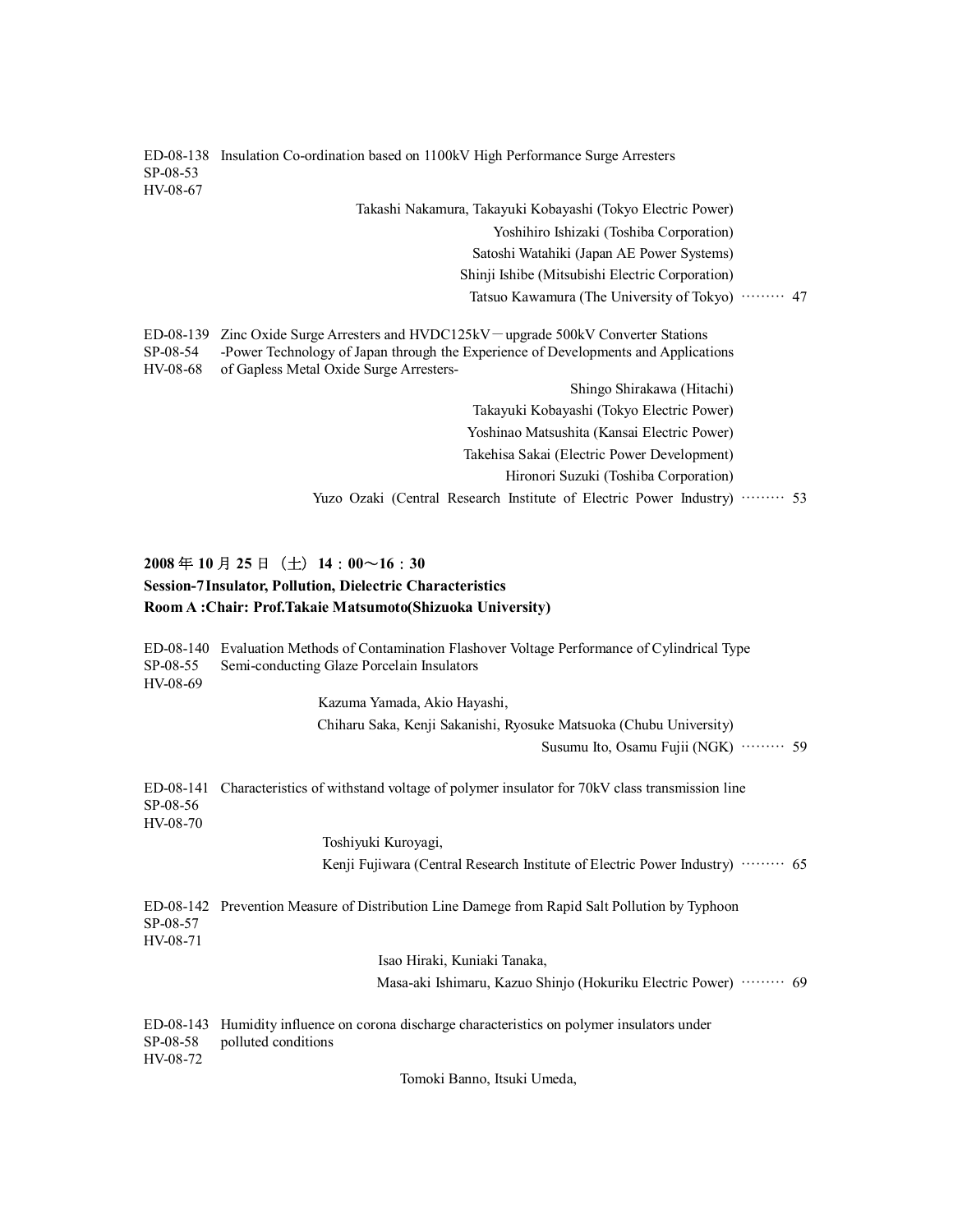ED-08-138 SP-08-53 HV-08-67 Insulation Co-ordination based on 1100kV High Performance Surge Arresters

Takashi Nakamura, Takayuki Kobayashi (Tokyo Electric Power)
Yoshihiro Ishizaki (Toshiba Corporation)
Satoshi Watahiki (Japan AE Power Systems)
Shinji Ishibe (Mitsubishi Electric Corporation)
Tatsuo Kawamura (The University of Tokyo) ……… 47

ED-08-139 SP-08-54 HV-08-68 Zinc Oxide Surge Arresters and HVDC125kV－upgrade 500kV Converter Stations -Power Technology of Japan through the Experience of Developments and Applications of Gapless Metal Oxide Surge Arresters-

Shingo Shirakawa (Hitachi)
Takayuki Kobayashi (Tokyo Electric Power)
Yoshinao Matsushita (Kansai Electric Power)
Takehisa Sakai (Electric Power Development)
Hironori Suzuki (Toshiba Corporation)
Yuzo Ozaki (Central Research Institute of Electric Power Industry) ……… 53

**2008 年 10 月 25 日（土）14：00～16：30**

**Session-7 Insulator, Pollution, Dielectric Characteristics**

**Room A :Chair: Prof.Takaie Matsumoto(Shizuoka University)**

ED-08-140 SP-08-55 HV-08-69 Evaluation Methods of Contamination Flashover Voltage Performance of Cylindrical Type Semi-conducting Glaze Porcelain Insulators

Kazuma Yamada, Akio Hayashi,
Chiharu Saka, Kenji Sakanishi, Ryosuke Matsuoka (Chubu University)
Susumu Ito, Osamu Fujii (NGK) ……… 59

ED-08-141 SP-08-56 HV-08-70 Characteristics of withstand voltage of polymer insulator for 70kV class transmission line

Toshiyuki Kuroyagi,
Kenji Fujiwara (Central Research Institute of Electric Power Industry) ……… 65

ED-08-142 SP-08-57 HV-08-71 Prevention Measure of Distribution Line Damege from Rapid Salt Pollution by Typhoon

Isao Hiraki, Kuniaki Tanaka,
Masa-aki Ishimaru, Kazuo Shinjo (Hokuriku Electric Power) ……… 69

ED-08-143 SP-08-58 HV-08-72 Humidity influence on corona discharge characteristics on polymer insulators under polluted conditions

Tomoki Banno, Itsuki Umeda,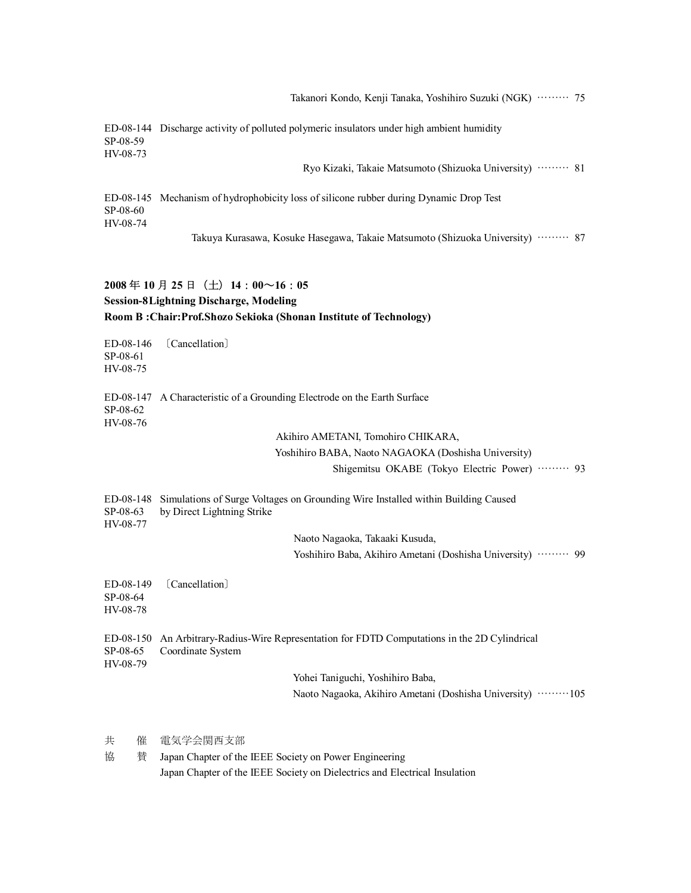Takanori Kondo, Kenji Tanaka, Yoshihiro Suzuki (NGK) ……… 75

ED-08-144 Discharge activity of polluted polymeric insulators under high ambient humidity
SP-08-59
HV-08-73

Ryo Kizaki, Takaie Matsumoto (Shizuoka University) ……… 81

ED-08-145 Mechanism of hydrophobicity loss of silicone rubber during Dynamic Drop Test
SP-08-60
HV-08-74

Takuya Kurasawa, Kosuke Hasegawa, Takaie Matsumoto (Shizuoka University) ……… 87

**2008 年 10 月 25 日（土）14：00～16：05**
**Session-8 Lightning Discharge, Modeling**
**Room B :Chair:Prof.Shozo Sekioka (Shonan Institute of Technology)**

ED-08-146 〔Cancellation〕
SP-08-61
HV-08-75

ED-08-147 A Characteristic of a Grounding Electrode on the Earth Surface
SP-08-62
HV-08-76

Akihiro AMETANI, Tomohiro CHIKARA,
Yoshihiro BABA, Naoto NAGAOKA (Doshisha University)
Shigemitsu OKABE (Tokyo Electric Power) ……… 93

ED-08-148 Simulations of Surge Voltages on Grounding Wire Installed within Building Caused
SP-08-63 by Direct Lightning Strike
HV-08-77

Naoto Nagaoka, Takaaki Kusuda,
Yoshihiro Baba, Akihiro Ametani (Doshisha University) ……… 99

ED-08-149 〔Cancellation〕
SP-08-64
HV-08-78

ED-08-150 An Arbitrary-Radius-Wire Representation for FDTD Computations in the 2D Cylindrical
SP-08-65 Coordinate System
HV-08-79

Yohei Taniguchi, Yoshihiro Baba,
Naoto Nagaoka, Akihiro Ametani (Doshisha University) ………105

共　催　電気学会関西支部
協　賛　Japan Chapter of the IEEE Society on Power Engineering
Japan Chapter of the IEEE Society on Dielectrics and Electrical Insulation